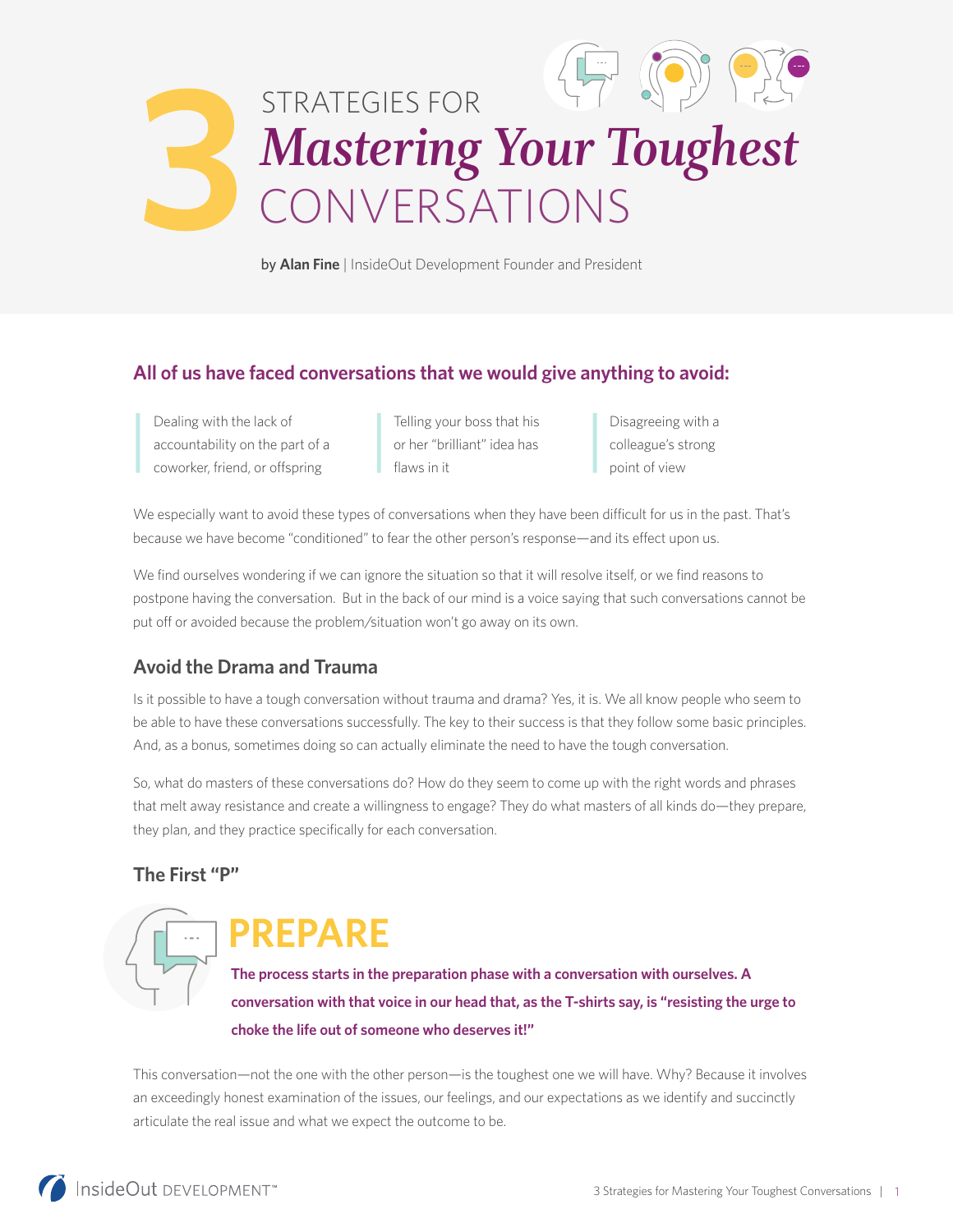# 3 STRATEGIES FOR *Mastering Your Toughest* CONVERSATIONS

by **Alan Fine** | InsideOut Development Founder and President

## All of us have faced conversations that we would give anything to avoid:

- Dealing with the lack of accountability on the part of a coworker, friend, or offspring
- Telling your boss that his or her "brilliant" idea has flaws in it
- Disagreeing with a colleague's strong point of view

We especially want to avoid these types of conversations when they have been difficult for us in the past. That's because we have become "conditioned" to fear the other person's response—and its effect upon us.

We find ourselves wondering if we can ignore the situation so that it will resolve itself, or we find reasons to postpone having the conversation. But in the back of our mind is a voice saying that such conversations cannot be put off or avoided because the problem/situation won't go away on its own.

### Avoid the Drama and Trauma

Is it possible to have a tough conversation without trauma and drama? Yes, it is. We all know people who seem to be able to have these conversations successfully. The key to their success is that they follow some basic principles. And, as a bonus, sometimes doing so can actually eliminate the need to have the tough conversation.

So, what do masters of these conversations do? How do they seem to come up with the right words and phrases that melt away resistance and create a willingness to engage? They do what masters of all kinds do—they prepare, they plan, and they practice specifically for each conversation.

### The First "P"

## PREPARE

**The process starts in the preparation phase with a conversation with ourselves. A conversation with that voice in our head that, as the T-shirts say, is "resisting the urge to choke the life out of someone who deserves it!"**

This conversation—not the one with the other person—is the toughest one we will have. Why? Because it involves an exceedingly honest examination of the issues, our feelings, and our expectations as we identify and succinctly articulate the real issue and what we expect the outcome to be.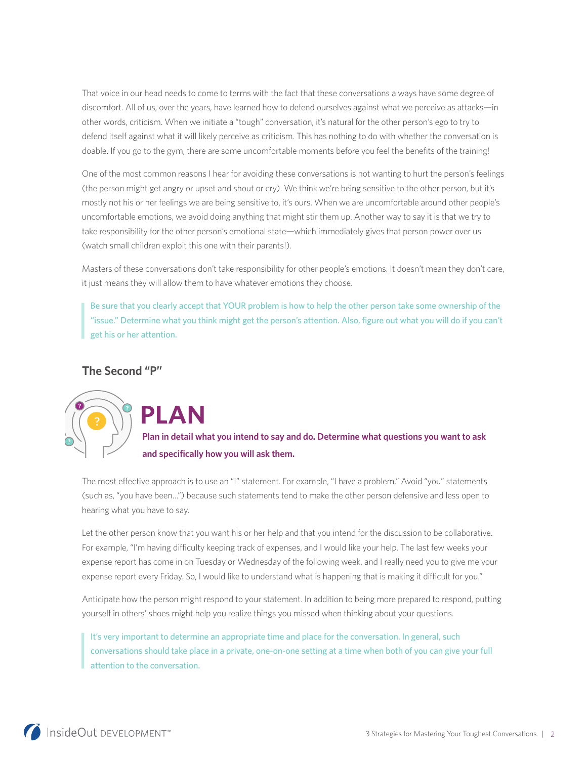That voice in our head needs to come to terms with the fact that these conversations always have some degree of discomfort. All of us, over the years, have learned how to defend ourselves against what we perceive as attacks—in other words, criticism. When we initiate a "tough" conversation, it's natural for the other person's ego to try to defend itself against what it will likely perceive as criticism. This has nothing to do with whether the conversation is doable. If you go to the gym, there are some uncomfortable moments before you feel the benefits of the training!

One of the most common reasons I hear for avoiding these conversations is not wanting to hurt the person's feelings (the person might get angry or upset and shout or cry). We think we're being sensitive to the other person, but it's mostly not his or her feelings we are being sensitive to, it's ours. When we are uncomfortable around other people's uncomfortable emotions, we avoid doing anything that might stir them up. Another way to say it is that we try to take responsibility for the other person's emotional state—which immediately gives that person power over us (watch small children exploit this one with their parents!).

Masters of these conversations don't take responsibility for other people's emotions. It doesn't mean they don't care, it just means they will allow them to have whatever emotions they choose.

> Be sure that you clearly accept that YOUR problem is how to help the other person take some ownership of the "issue." Determine what you think might get the person's attention. Also, figure out what you will do if you can't get his or her attention.

### The Second "P"

## PLAN

**Plan in detail what you intend to say and do. Determine what questions you want to ask and specifically how you will ask them.**

The most effective approach is to use an "I" statement. For example, "I have a problem." Avoid "you" statements (such as, "you have been...") because such statements tend to make the other person defensive and less open to hearing what you have to say.

Let the other person know that you want his or her help and that you intend for the discussion to be collaborative. For example, "I'm having difficulty keeping track of expenses, and I would like your help. The last few weeks your expense report has come in on Tuesday or Wednesday of the following week, and I really need you to give me your expense report every Friday. So, I would like to understand what is happening that is making it difficult for you."

Anticipate how the person might respond to your statement. In addition to being more prepared to respond, putting yourself in others' shoes might help you realize things you missed when thinking about your questions.

> It's very important to determine an appropriate time and place for the conversation. In general, such conversations should take place in a private, one-on-one setting at a time when both of you can give your full attention to the conversation.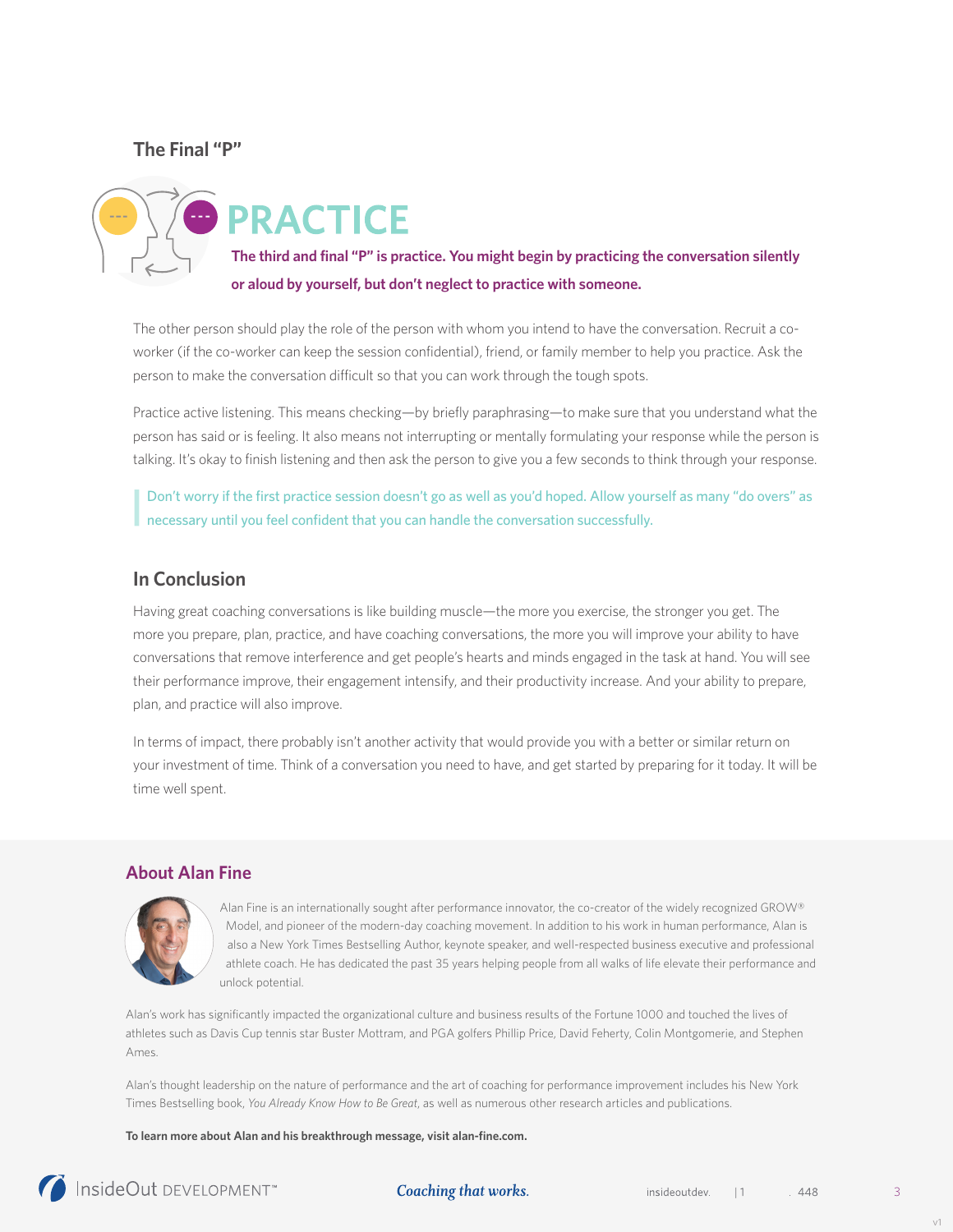### The Final "P"

## PRACTICE

**The third and final "P" is practice. You might begin by practicing the conversation silently or aloud by yourself, but don't neglect to practice with someone.**

The other person should play the role of the person with whom you intend to have the conversation. Recruit a co-worker (if the co-worker can keep the session confidential), friend, or family member to help you practice. Ask the person to make the conversation difficult so that you can work through the tough spots.

Practice active listening. This means checking—by briefly paraphrasing—to make sure that you understand what the person has said or is feeling. It also means not interrupting or mentally formulating your response while the person is talking. It's okay to finish listening and then ask the person to give you a few seconds to think through your response.

> Don't worry if the first practice session doesn't go as well as you'd hoped. Allow yourself as many "do overs" as necessary until you feel confident that you can handle the conversation successfully.

### In Conclusion

Having great coaching conversations is like building muscle—the more you exercise, the stronger you get. The more you prepare, plan, practice, and have coaching conversations, the more you will improve your ability to have conversations that remove interference and get people's hearts and minds engaged in the task at hand. You will see their performance improve, their engagement intensify, and their productivity increase. And your ability to prepare, plan, and practice will also improve.

In terms of impact, there probably isn't another activity that would provide you with a better or similar return on your investment of time. Think of a conversation you need to have, and get started by preparing for it today. It will be time well spent.

### About Alan Fine

Alan Fine is an internationally sought after performance innovator, the co-creator of the widely recognized GROW® Model, and pioneer of the modern-day coaching movement. In addition to his work in human performance, Alan is also a New York Times Bestselling Author, keynote speaker, and well-respected business executive and professional athlete coach. He has dedicated the past 35 years helping people from all walks of life elevate their performance and unlock potential.

Alan's work has significantly impacted the organizational culture and business results of the Fortune 1000 and touched the lives of athletes such as Davis Cup tennis star Buster Mottram, and PGA golfers Phillip Price, David Feherty, Colin Montgomerie, and Stephen Ames.

Alan's thought leadership on the nature of performance and the art of coaching for performance improvement includes his New York Times Bestselling book, *You Already Know How to Be Great*, as well as numerous other research articles and publications.

**To learn more about Alan and his breakthrough message, visit alan-fine.com.**

InsideOut DEVELOPMENT™ *Coaching that works.* insideoutdev. | 1 . 448